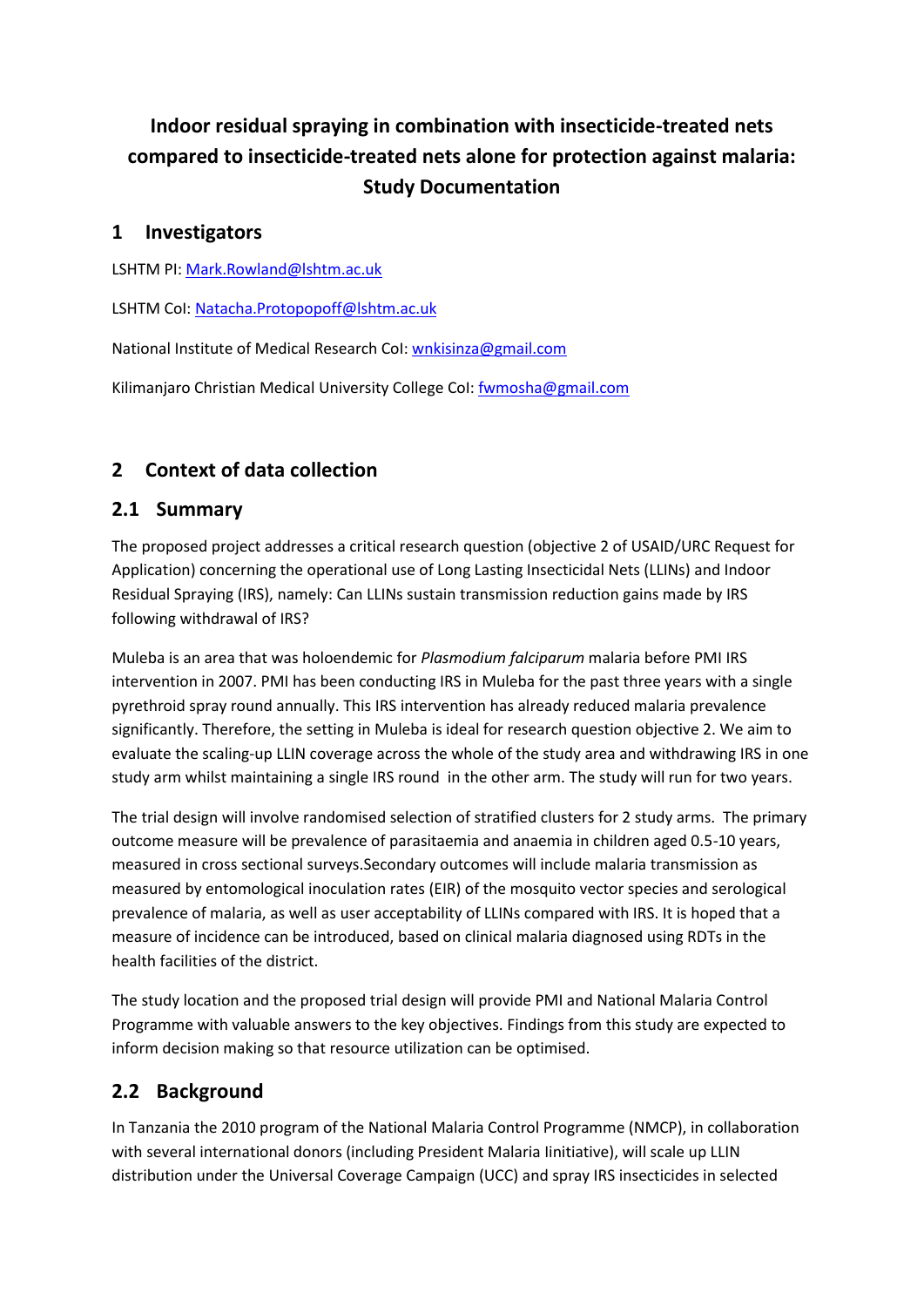# Indoor residual spraying in combination with insecticide-treated nets compared to insecticide-treated nets alone for protection against malaria: Study Documentation

## 1 Investigators

LSHTM PI: Mark.Rowland@lshtm.ac.uk

LSHTM CoI: Natacha.Protopopoff@lshtm.ac.uk

National Institute of Medical Research CoI: wnkisinza@gmail.com

Kilimanjaro Christian Medical University College CoI: fwmosha@gmail.com

## 2 Context of data collection

## 2.1 Summary

The proposed project addresses a critical research question (objective 2 of USAID/URC Request for Application) concerning the operational use of Long Lasting Insecticidal Nets (LLINs) and Indoor Residual Spraying (IRS), namely: Can LLINs sustain transmission reduction gains made by IRS following withdrawal of IRS?

Muleba is an area that was holoendemic for *Plasmodium falciparum* malaria before PMI IRS intervention in 2007. PMI has been conducting IRS in Muleba for the past three years with a single pyrethroid spray round annually. This IRS intervention has already reduced malaria prevalence significantly. Therefore, the setting in Muleba is ideal for research question objective 2. We aim to evaluate the scaling-up LLIN coverage across the whole of the study area and withdrawing IRS in one study arm whilst maintaining a single IRS round in the other arm. The study will run for two years.

The trial design will involve randomised selection of stratified clusters for 2 study arms. The primary outcome measure will be prevalence of parasitaemia and anaemia in children aged 0.5-10 years, measured in cross sectional surveys.Secondary outcomes will include malaria transmission as measured by entomological inoculation rates (EIR) of the mosquito vector species and serological prevalence of malaria, as well as user acceptability of LLINs compared with IRS. It is hoped that a measure of incidence can be introduced, based on clinical malaria diagnosed using RDTs in the health facilities of the district.

The study location and the proposed trial design will provide PMI and National Malaria Control Programme with valuable answers to the key objectives. Findings from this study are expected to inform decision making so that resource utilization can be optimised.

## 2.2 Background

In Tanzania the 2010 program of the National Malaria Control Programme (NMCP), in collaboration with several international donors (including President Malaria Iinitiative), will scale up LLIN distribution under the Universal Coverage Campaign (UCC) and spray IRS insecticides in selected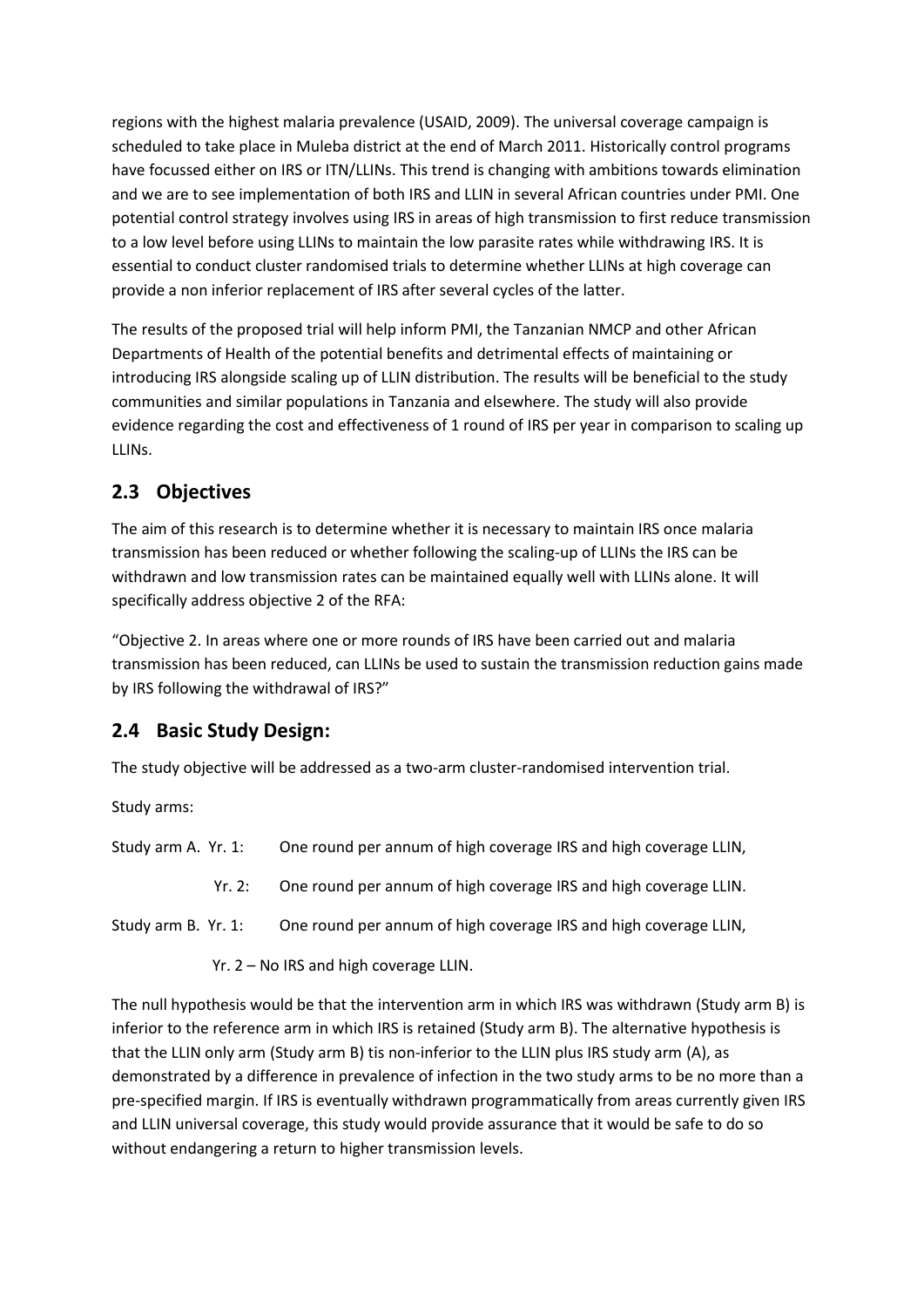regions with the highest malaria prevalence (USAID, 2009). The universal coverage campaign is scheduled to take place in Muleba district at the end of March 2011. Historically control programs have focussed either on IRS or ITN/LLINs. This trend is changing with ambitions towards elimination and we are to see implementation of both IRS and LLIN in several African countries under PMI. One potential control strategy involves using IRS in areas of high transmission to first reduce transmission to a low level before using LLINs to maintain the low parasite rates while withdrawing IRS. It is essential to conduct cluster randomised trials to determine whether LLINs at high coverage can provide a non inferior replacement of IRS after several cycles of the latter.

The results of the proposed trial will help inform PMI, the Tanzanian NMCP and other African Departments of Health of the potential benefits and detrimental effects of maintaining or introducing IRS alongside scaling up of LLIN distribution. The results will be beneficial to the study communities and similar populations in Tanzania and elsewhere. The study will also provide evidence regarding the cost and effectiveness of 1 round of IRS per year in comparison to scaling up LLINs.

## 2.3 Objectives

The aim of this research is to determine whether it is necessary to maintain IRS once malaria transmission has been reduced or whether following the scaling-up of LLINs the IRS can be withdrawn and low transmission rates can be maintained equally well with LLINs alone. It will specifically address objective 2 of the RFA:

"Objective 2. In areas where one or more rounds of IRS have been carried out and malaria transmission has been reduced, can LLINs be used to sustain the transmission reduction gains made by IRS following the withdrawal of IRS?"

## 2.4 Basic Study Design:

The study objective will be addressed as a two-arm cluster-randomised intervention trial.

Study arms:

Study arm A. Yr. 1: One round per annum of high coverage IRS and high coverage LLIN,

Yr. 2: One round per annum of high coverage IRS and high coverage LLIN.

Study arm B. Yr. 1: One round per annum of high coverage IRS and high coverage LLIN,

Yr. 2 – No IRS and high coverage LLIN.

The null hypothesis would be that the intervention arm in which IRS was withdrawn (Study arm B) is inferior to the reference arm in which IRS is retained (Study arm B). The alternative hypothesis is that the LLIN only arm (Study arm B) tis non-inferior to the LLIN plus IRS study arm (A), as demonstrated by a difference in prevalence of infection in the two study arms to be no more than a pre-specified margin. If IRS is eventually withdrawn programmatically from areas currently given IRS and LLIN universal coverage, this study would provide assurance that it would be safe to do so without endangering a return to higher transmission levels.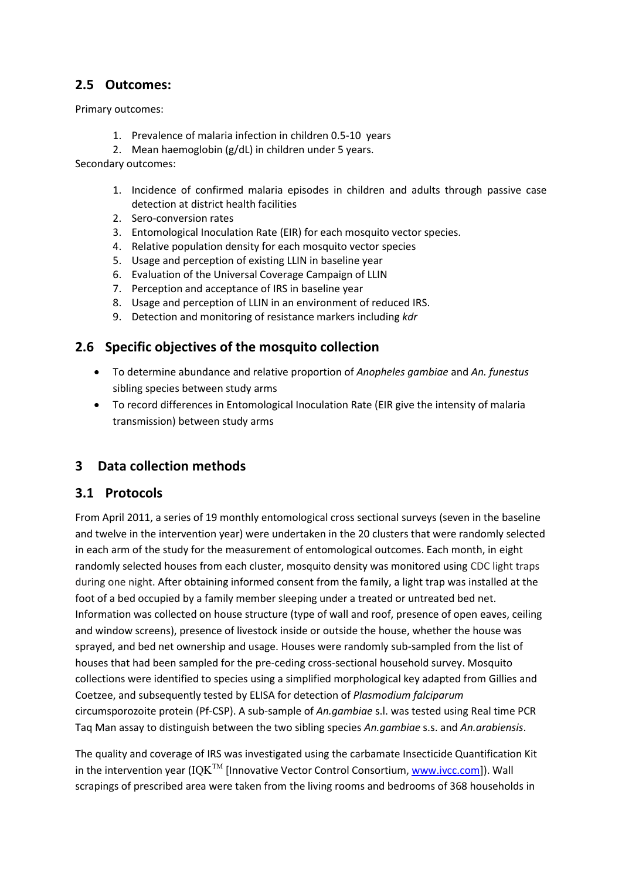## 2.5 Outcomes:

Primary outcomes:

1. Prevalence of malaria infection in children 0.5-10 years
2. Mean haemoglobin (g/dL) in children under 5 years.

Secondary outcomes:

1. Incidence of confirmed malaria episodes in children and adults through passive case detection at district health facilities
2. Sero-conversion rates
3. Entomological Inoculation Rate (EIR) for each mosquito vector species.
4. Relative population density for each mosquito vector species
5. Usage and perception of existing LLIN in baseline year
6. Evaluation of the Universal Coverage Campaign of LLIN
7. Perception and acceptance of IRS in baseline year
8. Usage and perception of LLIN in an environment of reduced IRS.
9. Detection and monitoring of resistance markers including *kdr*

## 2.6 Specific objectives of the mosquito collection

- To determine abundance and relative proportion of *Anopheles gambiae* and *An. funestus* sibling species between study arms
- To record differences in Entomological Inoculation Rate (EIR give the intensity of malaria transmission) between study arms

# 3 Data collection methods

## 3.1 Protocols

From April 2011, a series of 19 monthly entomological cross sectional surveys (seven in the baseline and twelve in the intervention year) were undertaken in the 20 clusters that were randomly selected in each arm of the study for the measurement of entomological outcomes. Each month, in eight randomly selected houses from each cluster, mosquito density was monitored using CDC light traps during one night. After obtaining informed consent from the family, a light trap was installed at the foot of a bed occupied by a family member sleeping under a treated or untreated bed net. Information was collected on house structure (type of wall and roof, presence of open eaves, ceiling and window screens), presence of livestock inside or outside the house, whether the house was sprayed, and bed net ownership and usage. Houses were randomly sub-sampled from the list of houses that had been sampled for the pre-ceding cross-sectional household survey. Mosquito collections were identified to species using a simplified morphological key adapted from Gillies and Coetzee, and subsequently tested by ELISA for detection of *Plasmodium falciparum* circumsporozoite protein (Pf-CSP). A sub-sample of *An.gambiae* s.l. was tested using Real time PCR Taq Man assay to distinguish between the two sibling species *An.gambiae* s.s. and *An.arabiensis*.

The quality and coverage of IRS was investigated using the carbamate Insecticide Quantification Kit in the intervention year (IQK™ [Innovative Vector Control Consortium, www.ivcc.com]). Wall scrapings of prescribed area were taken from the living rooms and bedrooms of 368 households in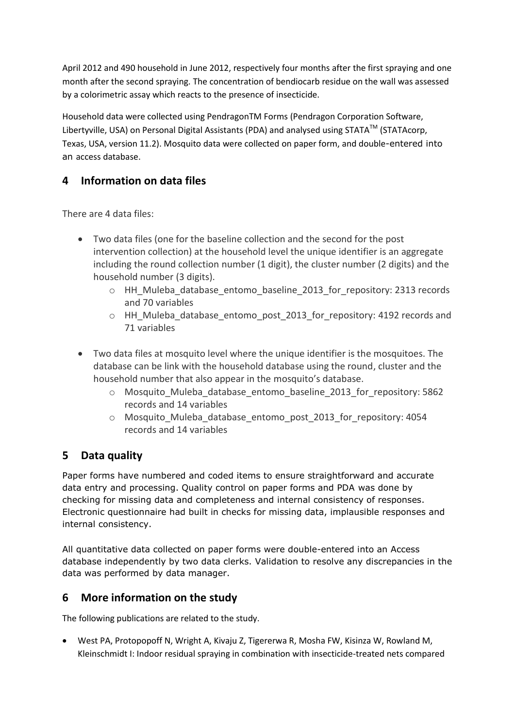April 2012 and 490 household in June 2012, respectively four months after the first spraying and one month after the second spraying. The concentration of bendiocarb residue on the wall was assessed by a colorimetric assay which reacts to the presence of insecticide.

Household data were collected using PendragonTM Forms (Pendragon Corporation Software, Libertyville, USA) on Personal Digital Assistants (PDA) and analysed using STATA™ (STATAcorp, Texas, USA, version 11.2). Mosquito data were collected on paper form, and double-entered into an access database.

## 4 Information on data files

There are 4 data files:

- Two data files (one for the baseline collection and the second for the post intervention collection) at the household level the unique identifier is an aggregate including the round collection number (1 digit), the cluster number (2 digits) and the household number (3 digits).
    - HH_Muleba_database_entomo_baseline_2013_for_repository: 2313 records and 70 variables
    - HH_Muleba_database_entomo_post_2013_for_repository: 4192 records and 71 variables
- Two data files at mosquito level where the unique identifier is the mosquitoes. The database can be link with the household database using the round, cluster and the household number that also appear in the mosquito's database.
    - Mosquito_Muleba_database_entomo_baseline_2013_for_repository: 5862 records and 14 variables
    - Mosquito_Muleba_database_entomo_post_2013_for_repository: 4054 records and 14 variables

## 5 Data quality

Paper forms have numbered and coded items to ensure straightforward and accurate data entry and processing. Quality control on paper forms and PDA was done by checking for missing data and completeness and internal consistency of responses. Electronic questionnaire had built in checks for missing data, implausible responses and internal consistency.

All quantitative data collected on paper forms were double-entered into an Access database independently by two data clerks. Validation to resolve any discrepancies in the data was performed by data manager.

## 6 More information on the study

The following publications are related to the study.

- West PA, Protopopoff N, Wright A, Kivaju Z, Tigererwa R, Mosha FW, Kisinza W, Rowland M, Kleinschmidt I: Indoor residual spraying in combination with insecticide-treated nets compared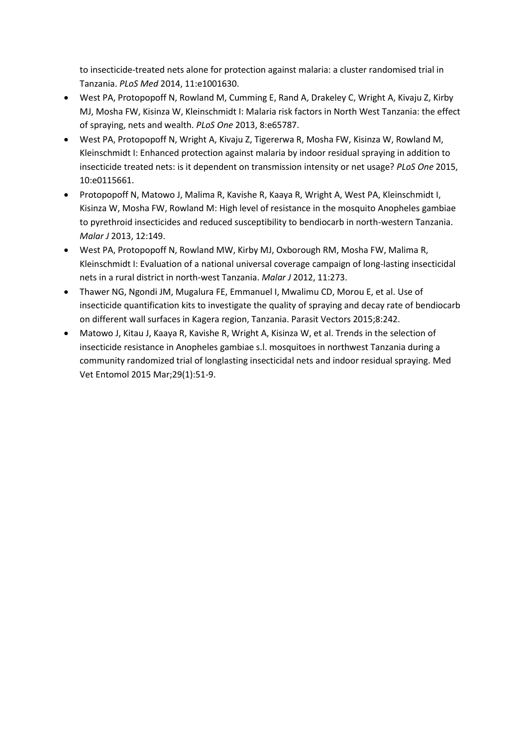to insecticide-treated nets alone for protection against malaria: a cluster randomised trial in Tanzania. *PLoS Med* 2014, 11:e1001630.

- West PA, Protopopoff N, Rowland M, Cumming E, Rand A, Drakeley C, Wright A, Kivaju Z, Kirby MJ, Mosha FW, Kisinza W, Kleinschmidt I: Malaria risk factors in North West Tanzania: the effect of spraying, nets and wealth. *PLoS One* 2013, 8:e65787.
- West PA, Protopopoff N, Wright A, Kivaju Z, Tigererwa R, Mosha FW, Kisinza W, Rowland M, Kleinschmidt I: Enhanced protection against malaria by indoor residual spraying in addition to insecticide treated nets: is it dependent on transmission intensity or net usage? *PLoS One* 2015, 10:e0115661.
- Protopopoff N, Matowo J, Malima R, Kavishe R, Kaaya R, Wright A, West PA, Kleinschmidt I, Kisinza W, Mosha FW, Rowland M: High level of resistance in the mosquito Anopheles gambiae to pyrethroid insecticides and reduced susceptibility to bendiocarb in north-western Tanzania. *Malar J* 2013, 12:149.
- West PA, Protopopoff N, Rowland MW, Kirby MJ, Oxborough RM, Mosha FW, Malima R, Kleinschmidt I: Evaluation of a national universal coverage campaign of long-lasting insecticidal nets in a rural district in north-west Tanzania. *Malar J* 2012, 11:273.
- Thawer NG, Ngondi JM, Mugalura FE, Emmanuel I, Mwalimu CD, Morou E, et al. Use of insecticide quantification kits to investigate the quality of spraying and decay rate of bendiocarb on different wall surfaces in Kagera region, Tanzania. Parasit Vectors 2015;8:242.
- Matowo J, Kitau J, Kaaya R, Kavishe R, Wright A, Kisinza W, et al. Trends in the selection of insecticide resistance in Anopheles gambiae s.l. mosquitoes in northwest Tanzania during a community randomized trial of longlasting insecticidal nets and indoor residual spraying. Med Vet Entomol 2015 Mar;29(1):51-9.